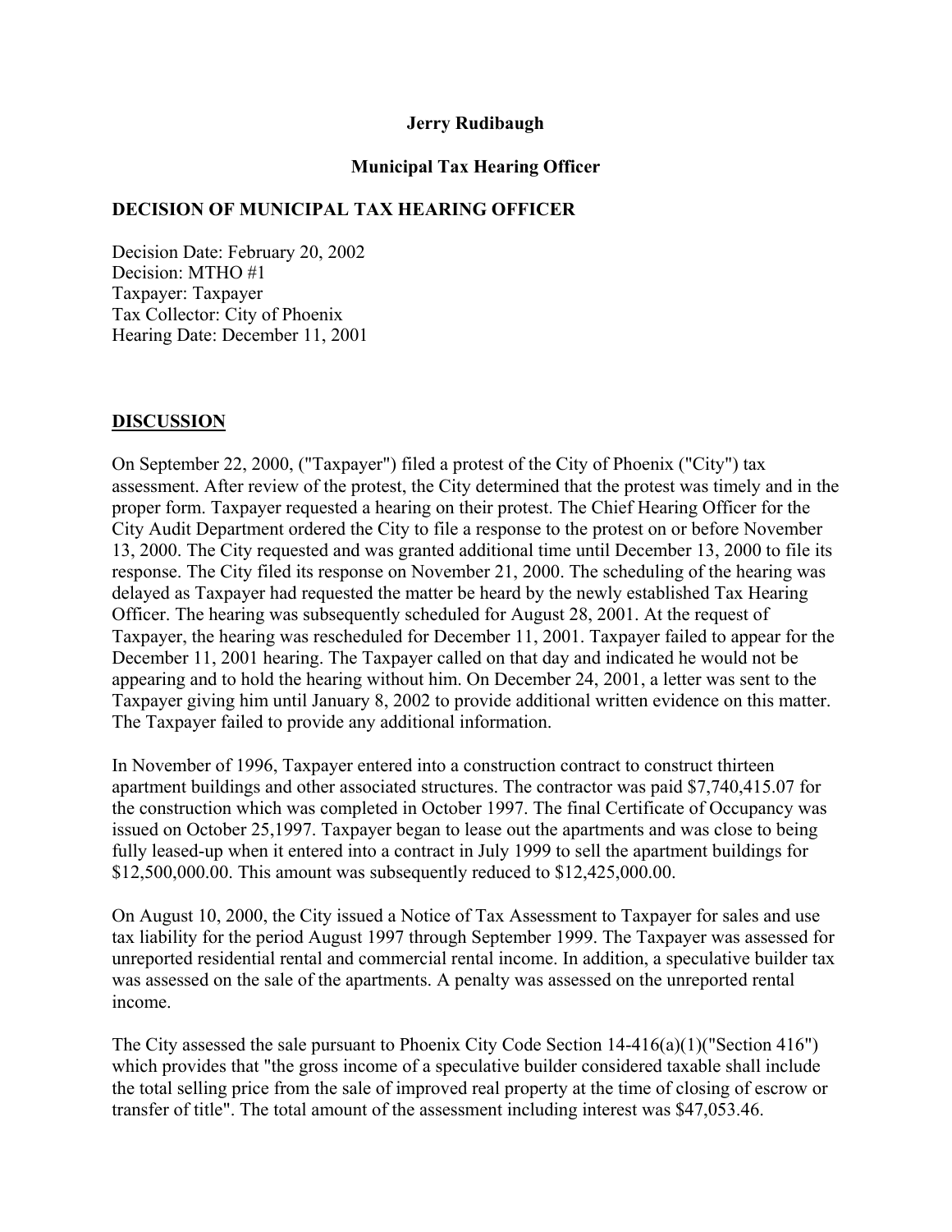**Jerry Rudibaugh**

**Municipal Tax Hearing Officer**

**DECISION OF MUNICIPAL TAX HEARING OFFICER**

Decision Date: February 20, 2002
Decision: MTHO #1
Taxpayer: Taxpayer
Tax Collector: City of Phoenix
Hearing Date: December 11, 2001

**DISCUSSION**

On September 22, 2000, ("Taxpayer") filed a protest of the City of Phoenix ("City") tax assessment. After review of the protest, the City determined that the protest was timely and in the proper form. Taxpayer requested a hearing on their protest. The Chief Hearing Officer for the City Audit Department ordered the City to file a response to the protest on or before November 13, 2000. The City requested and was granted additional time until December 13, 2000 to file its response. The City filed its response on November 21, 2000. The scheduling of the hearing was delayed as Taxpayer had requested the matter be heard by the newly established Tax Hearing Officer. The hearing was subsequently scheduled for August 28, 2001. At the request of Taxpayer, the hearing was rescheduled for December 11, 2001. Taxpayer failed to appear for the December 11, 2001 hearing. The Taxpayer called on that day and indicated he would not be appearing and to hold the hearing without him. On December 24, 2001, a letter was sent to the Taxpayer giving him until January 8, 2002 to provide additional written evidence on this matter. The Taxpayer failed to provide any additional information.

In November of 1996, Taxpayer entered into a construction contract to construct thirteen apartment buildings and other associated structures. The contractor was paid $7,740,415.07 for the construction which was completed in October 1997. The final Certificate of Occupancy was issued on October 25,1997. Taxpayer began to lease out the apartments and was close to being fully leased-up when it entered into a contract in July 1999 to sell the apartment buildings for $12,500,000.00. This amount was subsequently reduced to $12,425,000.00.

On August 10, 2000, the City issued a Notice of Tax Assessment to Taxpayer for sales and use tax liability for the period August 1997 through September 1999. The Taxpayer was assessed for unreported residential rental and commercial rental income. In addition, a speculative builder tax was assessed on the sale of the apartments. A penalty was assessed on the unreported rental income.

The City assessed the sale pursuant to Phoenix City Code Section 14-416(a)(1)("Section 416") which provides that "the gross income of a speculative builder considered taxable shall include the total selling price from the sale of improved real property at the time of closing of escrow or transfer of title". The total amount of the assessment including interest was $47,053.46.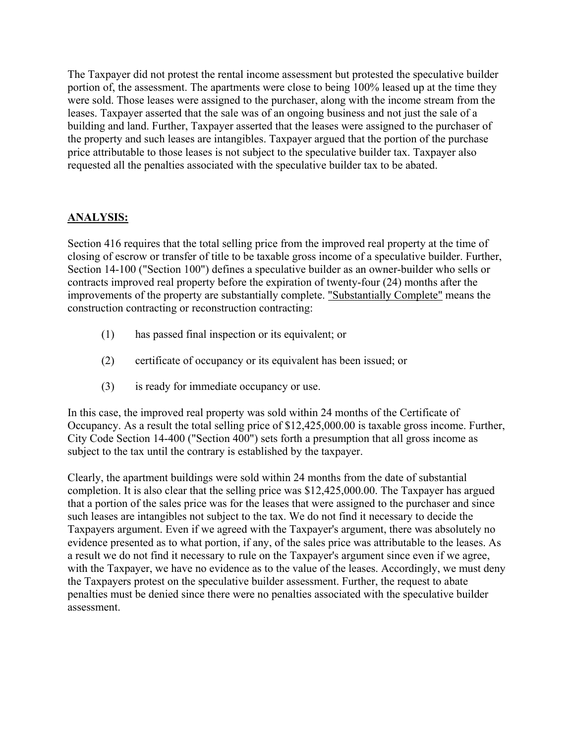The Taxpayer did not protest the rental income assessment but protested the speculative builder portion of, the assessment. The apartments were close to being 100% leased up at the time they were sold. Those leases were assigned to the purchaser, along with the income stream from the leases. Taxpayer asserted that the sale was of an ongoing business and not just the sale of a building and land. Further, Taxpayer asserted that the leases were assigned to the purchaser of the property and such leases are intangibles. Taxpayer argued that the portion of the purchase price attributable to those leases is not subject to the speculative builder tax. Taxpayer also requested all the penalties associated with the speculative builder tax to be abated.

## ANALYSIS:

Section 416 requires that the total selling price from the improved real property at the time of closing of escrow or transfer of title to be taxable gross income of a speculative builder. Further, Section 14-100 ("Section 100") defines a speculative builder as an owner-builder who sells or contracts improved real property before the expiration of twenty-four (24) months after the improvements of the property are substantially complete. "Substantially Complete" means the construction contracting or reconstruction contracting:

(1) has passed final inspection or its equivalent; or

(2) certificate of occupancy or its equivalent has been issued; or

(3) is ready for immediate occupancy or use.

In this case, the improved real property was sold within 24 months of the Certificate of Occupancy. As a result the total selling price of $12,425,000.00 is taxable gross income. Further, City Code Section 14-400 ("Section 400") sets forth a presumption that all gross income as subject to the tax until the contrary is established by the taxpayer.

Clearly, the apartment buildings were sold within 24 months from the date of substantial completion. It is also clear that the selling price was $12,425,000.00. The Taxpayer has argued that a portion of the sales price was for the leases that were assigned to the purchaser and since such leases are intangibles not subject to the tax. We do not find it necessary to decide the Taxpayers argument. Even if we agreed with the Taxpayer's argument, there was absolutely no evidence presented as to what portion, if any, of the sales price was attributable to the leases. As a result we do not find it necessary to rule on the Taxpayer's argument since even if we agree, with the Taxpayer, we have no evidence as to the value of the leases. Accordingly, we must deny the Taxpayers protest on the speculative builder assessment. Further, the request to abate penalties must be denied since there were no penalties associated with the speculative builder assessment.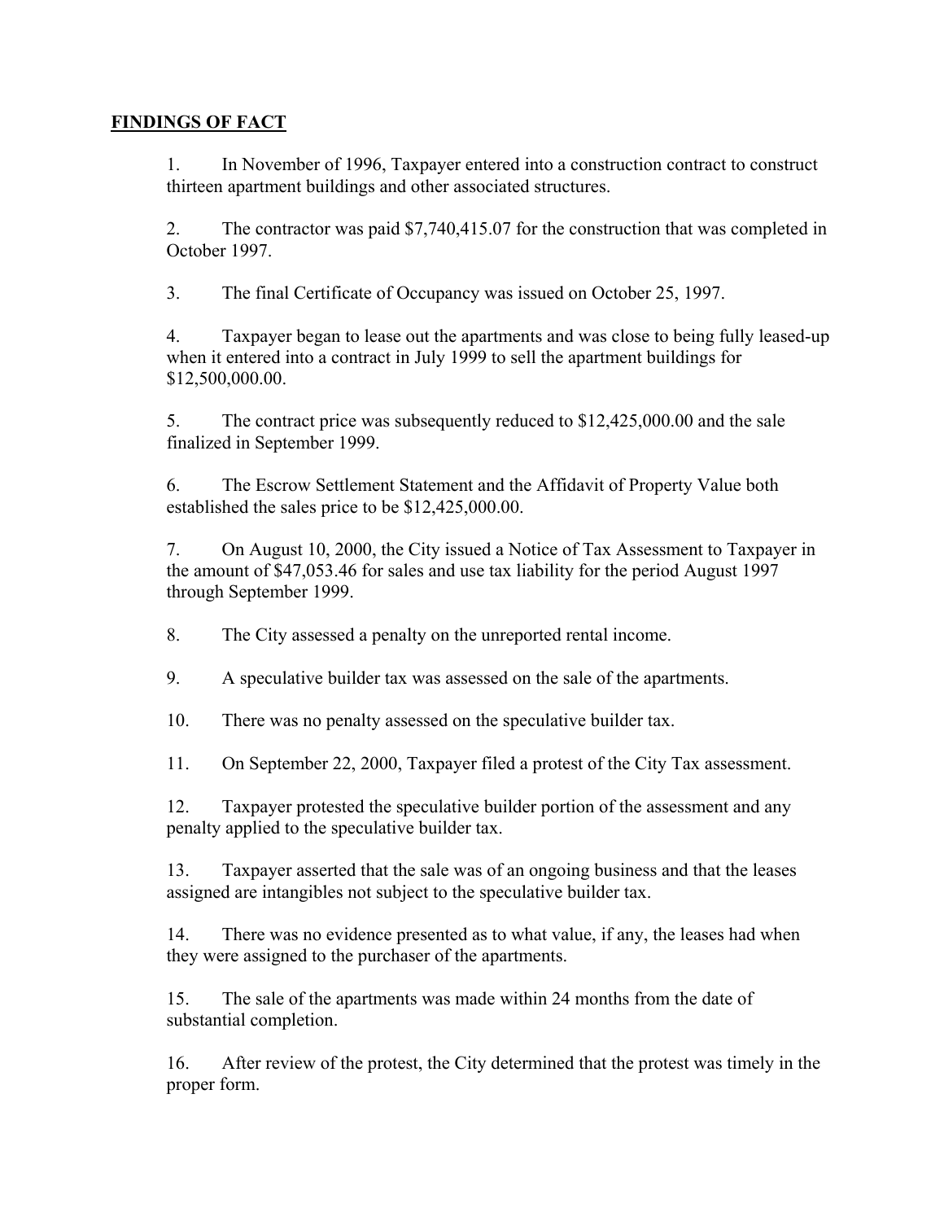## FINDINGS OF FACT

1. In November of 1996, Taxpayer entered into a construction contract to construct thirteen apartment buildings and other associated structures.

2. The contractor was paid $7,740,415.07 for the construction that was completed in October 1997.

3. The final Certificate of Occupancy was issued on October 25, 1997.

4. Taxpayer began to lease out the apartments and was close to being fully leased-up when it entered into a contract in July 1999 to sell the apartment buildings for $12,500,000.00.

5. The contract price was subsequently reduced to $12,425,000.00 and the sale finalized in September 1999.

6. The Escrow Settlement Statement and the Affidavit of Property Value both established the sales price to be $12,425,000.00.

7. On August 10, 2000, the City issued a Notice of Tax Assessment to Taxpayer in the amount of $47,053.46 for sales and use tax liability for the period August 1997 through September 1999.

8. The City assessed a penalty on the unreported rental income.

9. A speculative builder tax was assessed on the sale of the apartments.

10. There was no penalty assessed on the speculative builder tax.

11. On September 22, 2000, Taxpayer filed a protest of the City Tax assessment.

12. Taxpayer protested the speculative builder portion of the assessment and any penalty applied to the speculative builder tax.

13. Taxpayer asserted that the sale was of an ongoing business and that the leases assigned are intangibles not subject to the speculative builder tax.

14. There was no evidence presented as to what value, if any, the leases had when they were assigned to the purchaser of the apartments.

15. The sale of the apartments was made within 24 months from the date of substantial completion.

16. After review of the protest, the City determined that the protest was timely in the proper form.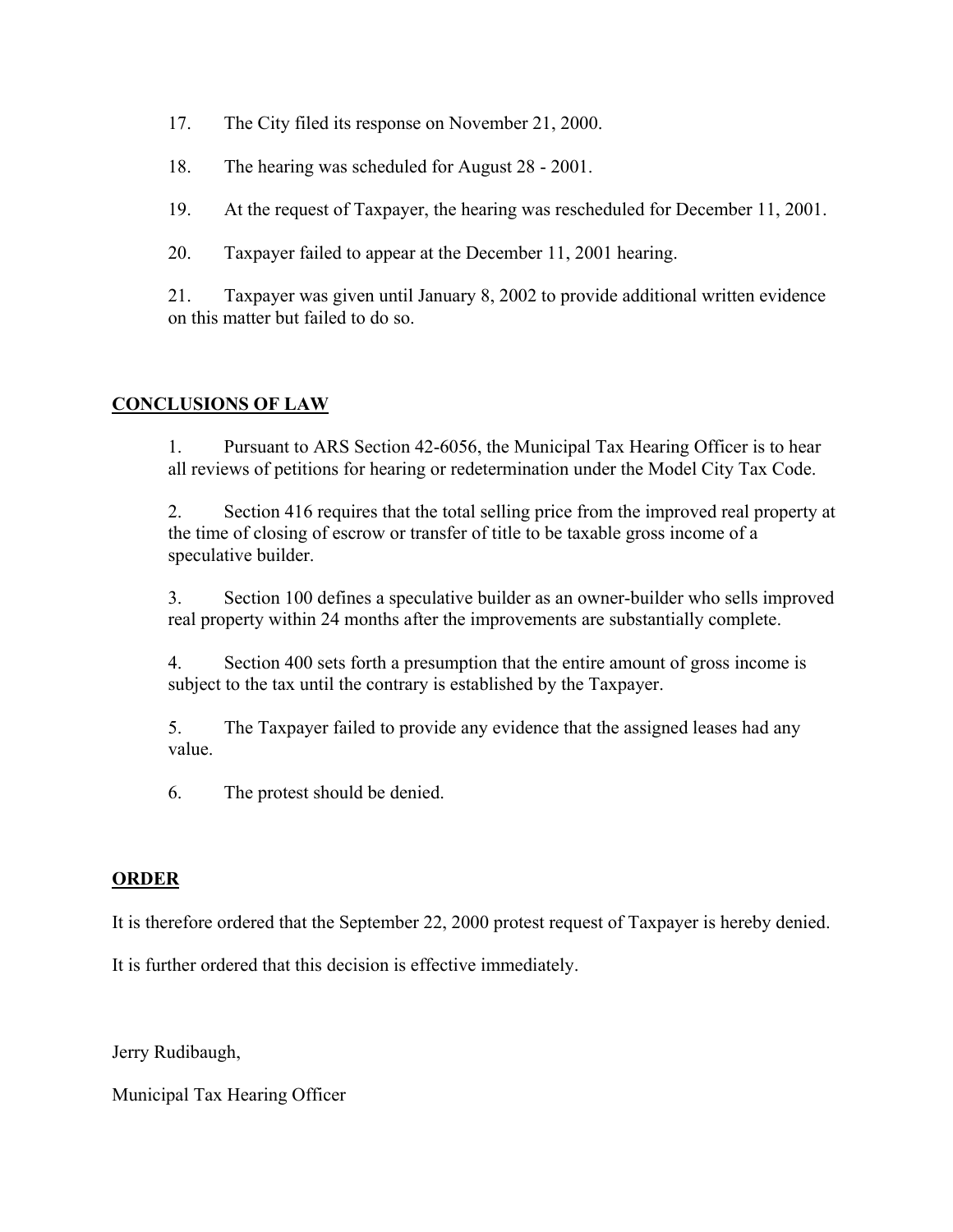17. The City filed its response on November 21, 2000.

18. The hearing was scheduled for August 28 - 2001.

19. At the request of Taxpayer, the hearing was rescheduled for December 11, 2001.

20. Taxpayer failed to appear at the December 11, 2001 hearing.

21. Taxpayer was given until January 8, 2002 to provide additional written evidence on this matter but failed to do so.

## CONCLUSIONS OF LAW

1. Pursuant to ARS Section 42-6056, the Municipal Tax Hearing Officer is to hear all reviews of petitions for hearing or redetermination under the Model City Tax Code.

2. Section 416 requires that the total selling price from the improved real property at the time of closing of escrow or transfer of title to be taxable gross income of a speculative builder.

3. Section 100 defines a speculative builder as an owner-builder who sells improved real property within 24 months after the improvements are substantially complete.

4. Section 400 sets forth a presumption that the entire amount of gross income is subject to the tax until the contrary is established by the Taxpayer.

5. The Taxpayer failed to provide any evidence that the assigned leases had any value.

6. The protest should be denied.

## ORDER

It is therefore ordered that the September 22, 2000 protest request of Taxpayer is hereby denied.

It is further ordered that this decision is effective immediately.

Jerry Rudibaugh,

Municipal Tax Hearing Officer